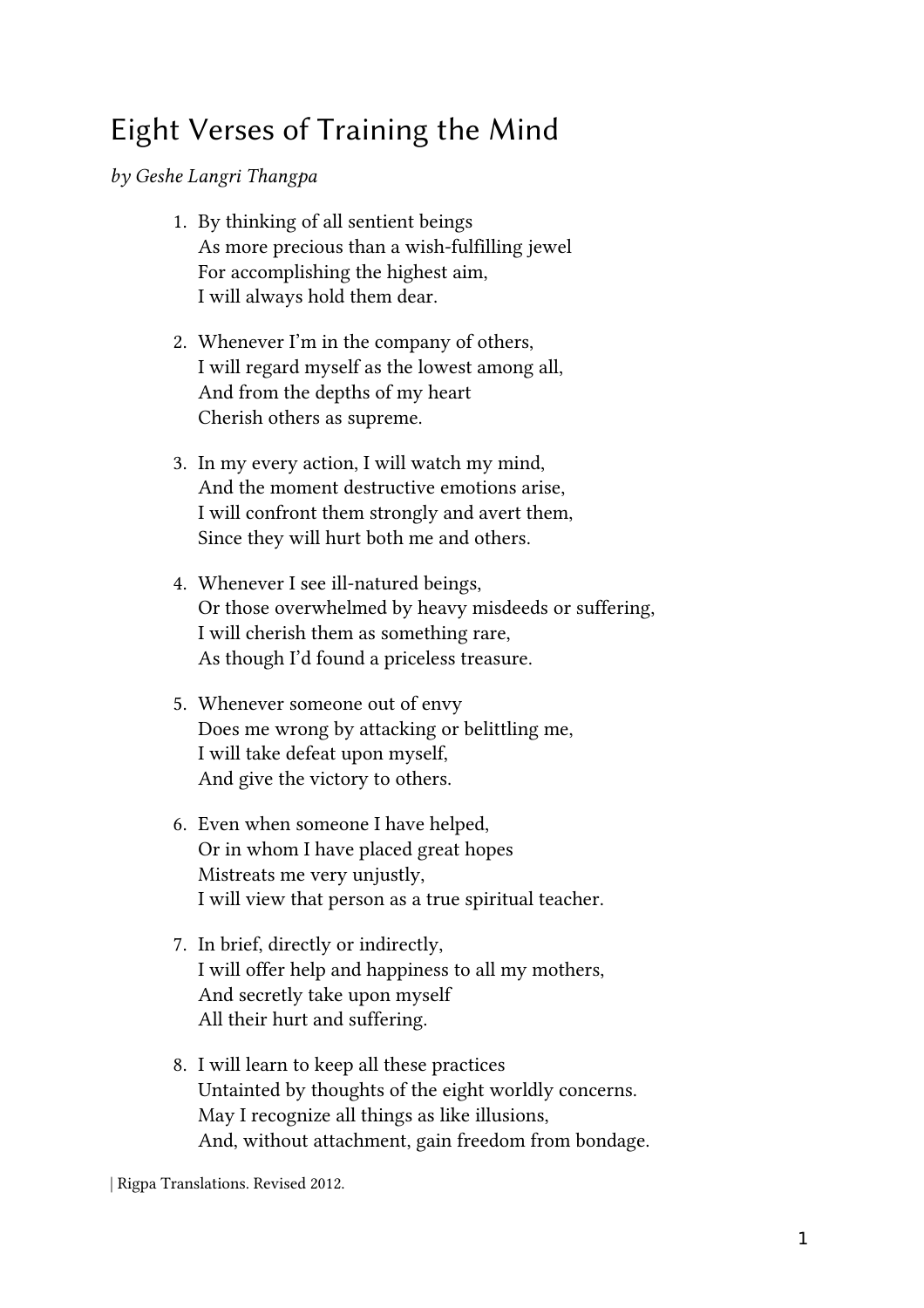# Eight Verses of Training the Mind

*by Geshe Langri Thangpa*

1. By thinking of all sentient beings  
   As more precious than a wish-fulfilling jewel  
   For accomplishing the highest aim,  
   I will always hold them dear.

2. Whenever I'm in the company of others,  
   I will regard myself as the lowest among all,  
   And from the depths of my heart  
   Cherish others as supreme.

3. In my every action, I will watch my mind,  
   And the moment destructive emotions arise,  
   I will confront them strongly and avert them,  
   Since they will hurt both me and others.

4. Whenever I see ill-natured beings,  
   Or those overwhelmed by heavy misdeeds or suffering,  
   I will cherish them as something rare,  
   As though I'd found a priceless treasure.

5. Whenever someone out of envy  
   Does me wrong by attacking or belittling me,  
   I will take defeat upon myself,  
   And give the victory to others.

6. Even when someone I have helped,  
   Or in whom I have placed great hopes  
   Mistreats me very unjustly,  
   I will view that person as a true spiritual teacher.

7. In brief, directly or indirectly,  
   I will offer help and happiness to all my mothers,  
   And secretly take upon myself  
   All their hurt and suffering.

8. I will learn to keep all these practices  
   Untainted by thoughts of the eight worldly concerns.  
   May I recognize all things as like illusions,  
   And, without attachment, gain freedom from bondage.

| Rigpa Translations. Revised 2012.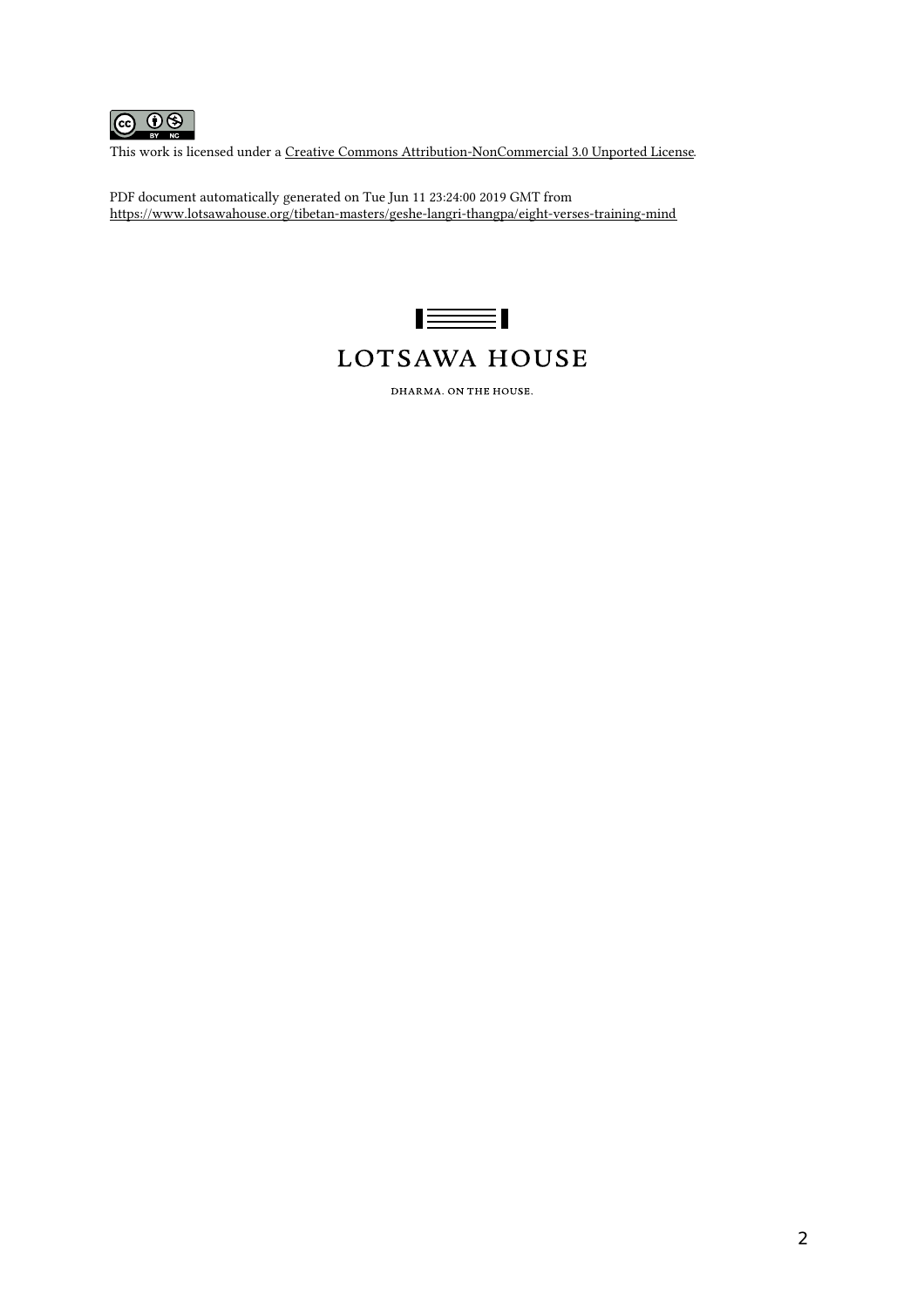This work is licensed under a Creative Commons Attribution-NonCommercial 3.0 Unported License.

PDF document automatically generated on Tue Jun 11 23:24:00 2019 GMT from
https://www.lotsawahouse.org/tibetan-masters/geshe-langri-thangpa/eight-verses-training-mind

LOTSAWA HOUSE

DHARMA. ON THE HOUSE.